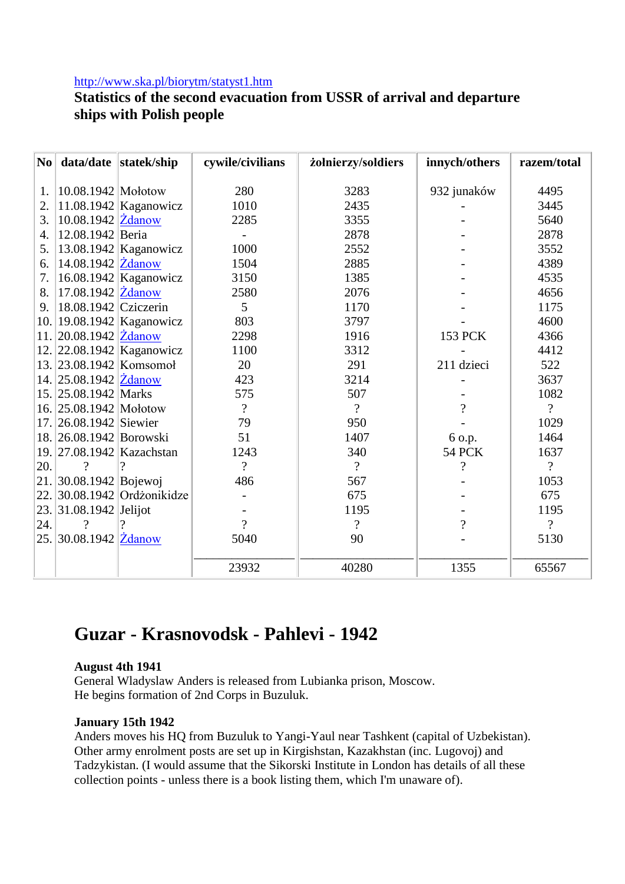http://www.ska.pl/biorytm/statyst1.htm

**Statistics of the second evacuation from USSR of arrival and departure ships with Polish people**

| No | data/date | statek/ship | cywile/civilians | żołnierzy/soldiers | innych/others | razem/total |
|---|---|---|---|---|---|---|
| 1. | 10.08.1942 | Mołotow | 280 | 3283 | 932 junaków | 4495 |
| 2. | 11.08.1942 | Kaganowicz | 1010 | 2435 | - | 3445 |
| 3. | 10.08.1942 | Żdanow | 2285 | 3355 | - | 5640 |
| 4. | 12.08.1942 | Beria | - | 2878 | - | 2878 |
| 5. | 13.08.1942 | Kaganowicz | 1000 | 2552 | - | 3552 |
| 6. | 14.08.1942 | Żdanow | 1504 | 2885 | - | 4389 |
| 7. | 16.08.1942 | Kaganowicz | 3150 | 1385 | - | 4535 |
| 8. | 17.08.1942 | Żdanow | 2580 | 2076 | - | 4656 |
| 9. | 18.08.1942 | Cziczerin | 5 | 1170 | - | 1175 |
| 10. | 19.08.1942 | Kaganowicz | 803 | 3797 | - | 4600 |
| 11. | 20.08.1942 | Żdanow | 2298 | 1916 | 153 PCK | 4366 |
| 12. | 22.08.1942 | Kaganowicz | 1100 | 3312 | - | 4412 |
| 13. | 23.08.1942 | Komsomoł | 20 | 291 | 211 dzieci | 522 |
| 14. | 25.08.1942 | Żdanow | 423 | 3214 | - | 3637 |
| 15. | 25.08.1942 | Marks | 575 | 507 | - | 1082 |
| 16. | 25.08.1942 | Mołotow | ? | ? | ? | ? |
| 17. | 26.08.1942 | Siewier | 79 | 950 | - | 1029 |
| 18. | 26.08.1942 | Borowski | 51 | 1407 | 6 o.p. | 1464 |
| 19. | 27.08.1942 | Kazachstan | 1243 | 340 | 54 PCK | 1637 |
| 20. | ? | ? | ? | ? | ? | ? |
| 21. | 30.08.1942 | Bojewoj | 486 | 567 | - | 1053 |
| 22. | 30.08.1942 | Ordżonikidze | - | 675 | - | 675 |
| 23. | 31.08.1942 | Jelijot | - | 1195 | - | 1195 |
| 24. | ? | ? | ? | ? | ? | ? |
| 25. | 30.08.1942 | Żdanow | 5040 | 90 | - | 5130 |
| | | | 23932 | 40280 | 1355 | 65567 |

# Guzar - Krasnovodsk - Pahlevi - 1942

**August 4th 1941**
General Wladyslaw Anders is released from Lubianka prison, Moscow.
He begins formation of 2nd Corps in Buzuluk.

**January 15th 1942**
Anders moves his HQ from Buzuluk to Yangi-Yaul near Tashkent (capital of Uzbekistan). Other army enrolment posts are set up in Kirgishstan, Kazakhstan (inc. Lugovoj) and Tadzykistan. (I would assume that the Sikorski Institute in London has details of all these collection points - unless there is a book listing them, which I'm unaware of).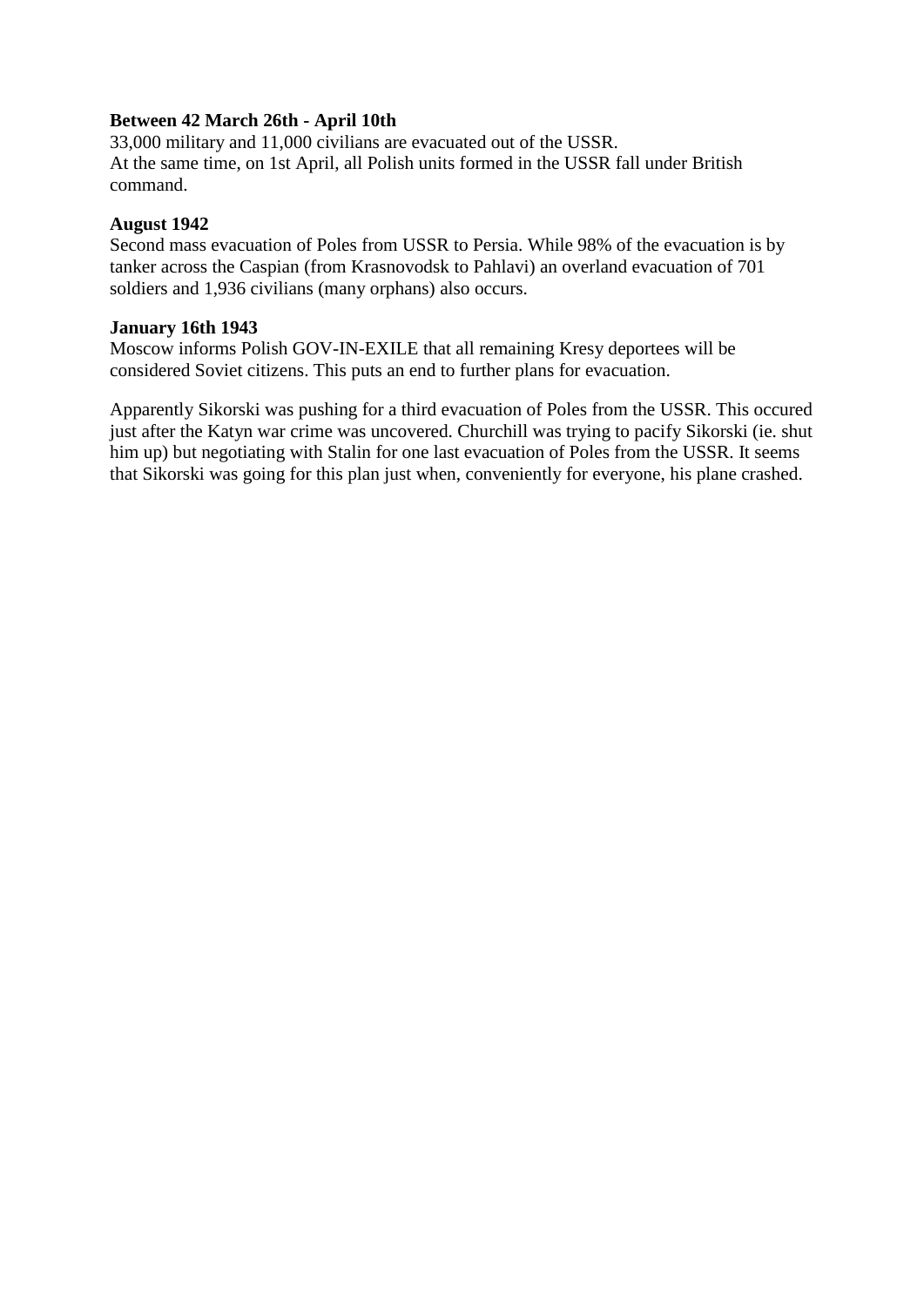**Between 42 March 26th - April 10th**
33,000 military and 11,000 civilians are evacuated out of the USSR.
At the same time, on 1st April, all Polish units formed in the USSR fall under British command.

**August 1942**
Second mass evacuation of Poles from USSR to Persia. While 98% of the evacuation is by tanker across the Caspian (from Krasnovodsk to Pahlavi) an overland evacuation of 701 soldiers and 1,936 civilians (many orphans) also occurs.

**January 16th 1943**
Moscow informs Polish GOV-IN-EXILE that all remaining Kresy deportees will be considered Soviet citizens. This puts an end to further plans for evacuation.

Apparently Sikorski was pushing for a third evacuation of Poles from the USSR. This occured just after the Katyn war crime was uncovered. Churchill was trying to pacify Sikorski (ie. shut him up) but negotiating with Stalin for one last evacuation of Poles from the USSR. It seems that Sikorski was going for this plan just when, conveniently for everyone, his plane crashed.